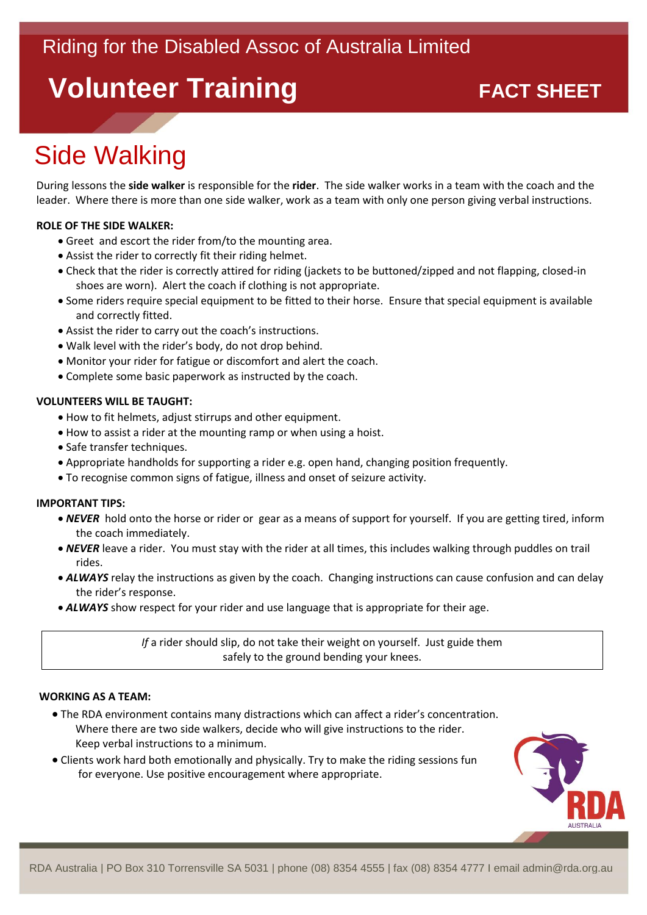Riding for the Disabled Assoc of Australia Limited

# Volunteer Training

**FACT SHEET**

## Side Walking

During lessons the **side walker** is responsible for the **rider**. The side walker works in a team with the coach and the leader. Where there is more than one side walker, work as a team with only one person giving verbal instructions.

**ROLE OF THE SIDE WALKER:**

- Greet and escort the rider from/to the mounting area.
- Assist the rider to correctly fit their riding helmet.
- Check that the rider is correctly attired for riding (jackets to be buttoned/zipped and not flapping, closed-in shoes are worn). Alert the coach if clothing is not appropriate.
- Some riders require special equipment to be fitted to their horse. Ensure that special equipment is available and correctly fitted.
- Assist the rider to carry out the coach's instructions.
- Walk level with the rider's body, do not drop behind.
- Monitor your rider for fatigue or discomfort and alert the coach.
- Complete some basic paperwork as instructed by the coach.

**VOLUNTEERS WILL BE TAUGHT:**

- How to fit helmets, adjust stirrups and other equipment.
- How to assist a rider at the mounting ramp or when using a hoist.
- Safe transfer techniques.
- Appropriate handholds for supporting a rider e.g. open hand, changing position frequently.
- To recognise common signs of fatigue, illness and onset of seizure activity.

**IMPORTANT TIPS:**

- ***NEVER*** hold onto the horse or rider or gear as a means of support for yourself. If you are getting tired, inform the coach immediately.
- ***NEVER*** leave a rider. You must stay with the rider at all times, this includes walking through puddles on trail rides.
- ***ALWAYS*** relay the instructions as given by the coach. Changing instructions can cause confusion and can delay the rider's response.
- ***ALWAYS*** show respect for your rider and use language that is appropriate for their age.

> *If* a rider should slip, do not take their weight on yourself. Just guide them safely to the ground bending your knees.

**WORKING AS A TEAM:**

- The RDA environment contains many distractions which can affect a rider's concentration. Where there are two side walkers, decide who will give instructions to the rider. Keep verbal instructions to a minimum.
- Clients work hard both emotionally and physically. Try to make the riding sessions fun for everyone. Use positive encouragement where appropriate.

RDA Australia | PO Box 310 Torrensville SA 5031 | phone (08) 8354 4555 | fax (08) 8354 4777 I email admin@rda.org.au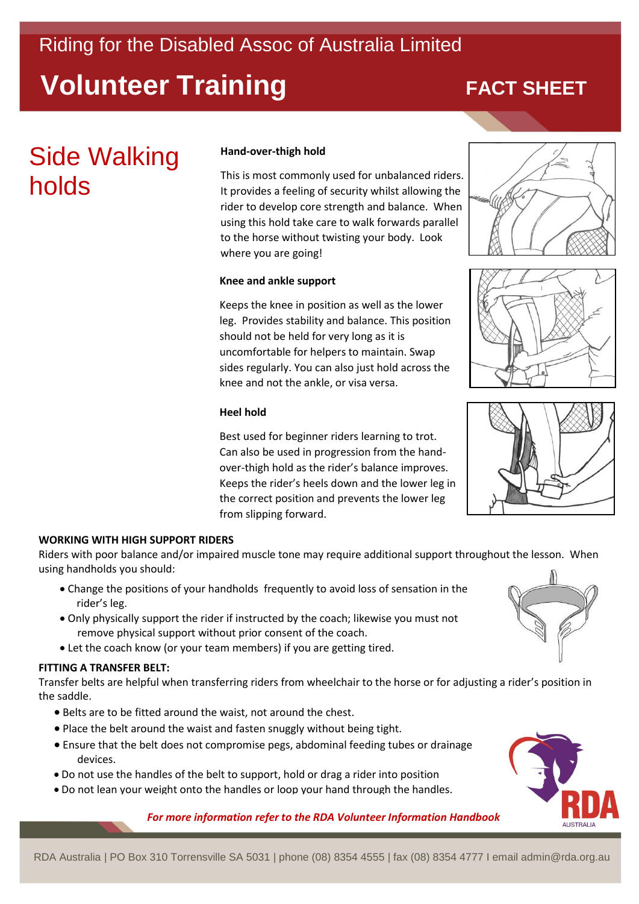Riding for the Disabled Assoc of Australia Limited

# Volunteer Training

**FACT SHEET**

## Side Walking holds

### Hand-over-thigh hold

This is most commonly used for unbalanced riders. It provides a feeling of security whilst allowing the rider to develop core strength and balance. When using this hold take care to walk forwards parallel to the horse without twisting your body. Look where you are going!

### Knee and ankle support

Keeps the knee in position as well as the lower leg. Provides stability and balance. This position should not be held for very long as it is uncomfortable for helpers to maintain. Swap sides regularly. You can also just hold across the knee and not the ankle, or visa versa.

### Heel hold

Best used for beginner riders learning to trot. Can also be used in progression from the hand-over-thigh hold as the rider's balance improves. Keeps the rider's heels down and the lower leg in the correct position and prevents the lower leg from slipping forward.

### WORKING WITH HIGH SUPPORT RIDERS

Riders with poor balance and/or impaired muscle tone may require additional support throughout the lesson. When using handholds you should:

- Change the positions of your handholds frequently to avoid loss of sensation in the rider's leg.
- Only physically support the rider if instructed by the coach; likewise you must not remove physical support without prior consent of the coach.
- Let the coach know (or your team members) if you are getting tired.

### FITTING A TRANSFER BELT:

Transfer belts are helpful when transferring riders from wheelchair to the horse or for adjusting a rider's position in the saddle.

- Belts are to be fitted around the waist, not around the chest.
- Place the belt around the waist and fasten snuggly without being tight.
- Ensure that the belt does not compromise pegs, abdominal feeding tubes or drainage devices.
- Do not use the handles of the belt to support, hold or drag a rider into position
- Do not lean your weight onto the handles or loop your hand through the handles.

***For more information refer to the RDA Volunteer Information Handbook***

RDA Australia | PO Box 310 Torrensville SA 5031 | phone (08) 8354 4555 | fax (08) 8354 4777 I email admin@rda.org.au